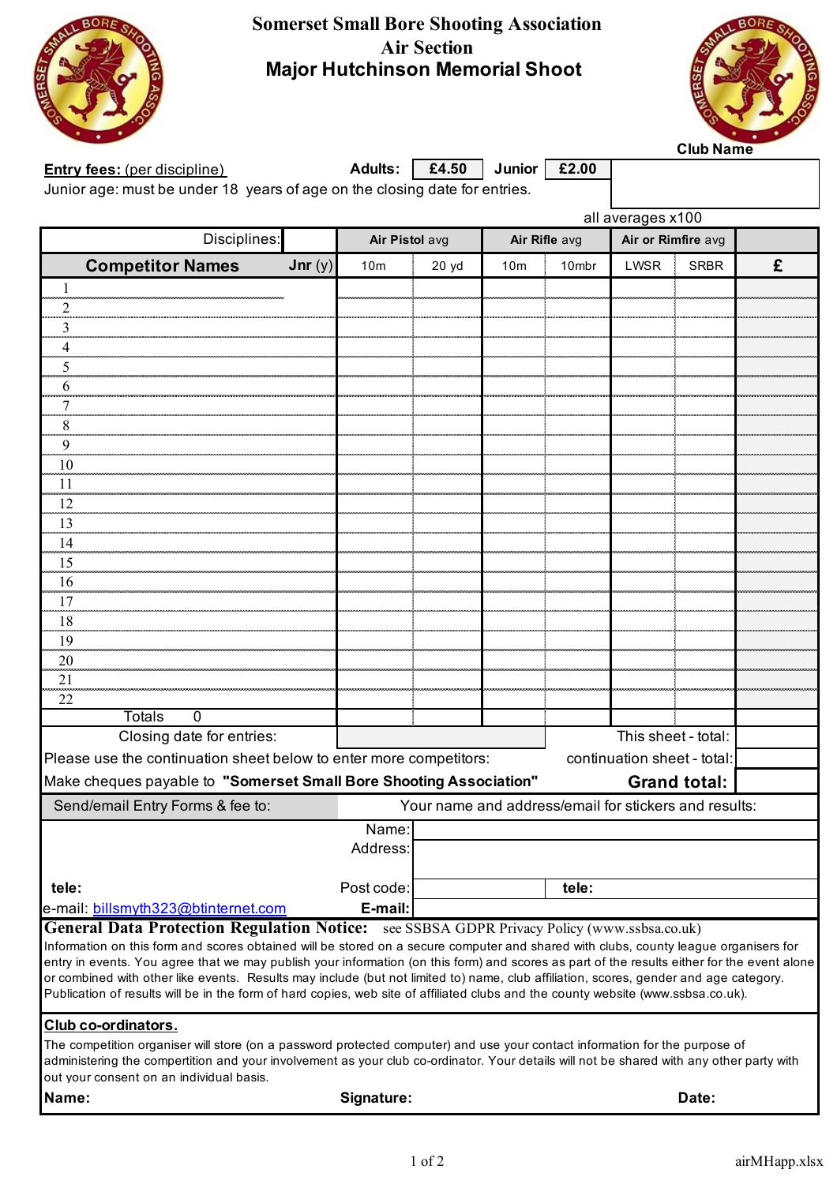# Somerset Small Bore Shooting Association

## Air Section

## Major Hutchinson Memorial Shoot

**Club Name**

**Entry fees:** (per discipline) **Adults:** **£4.50** **Junior** **£2.00**

Junior age: must be under 18 years of age on the closing date for entries.

all averages x100

| Disciplines: | | Air Pistol avg | | Air Rifle avg | | Air or Rimfire avg | | |
|---|---|---|---|---|---|---|---|---|
| **Competitor Names** | **Jnr** (y) | 10m | 20 yd | 10m | 10mbr | LWSR | SRBR | **£** |
| 1 | | | | | | | | |
| 2 | | | | | | | | |
| 3 | | | | | | | | |
| 4 | | | | | | | | |
| 5 | | | | | | | | |
| 6 | | | | | | | | |
| 7 | | | | | | | | |
| 8 | | | | | | | | |
| 9 | | | | | | | | |
| 10 | | | | | | | | |
| 11 | | | | | | | | |
| 12 | | | | | | | | |
| 13 | | | | | | | | |
| 14 | | | | | | | | |
| 15 | | | | | | | | |
| 16 | | | | | | | | |
| 17 | | | | | | | | |
| 18 | | | | | | | | |
| 19 | | | | | | | | |
| 20 | | | | | | | | |
| 21 | | | | | | | | |
| 22 | | | | | | | | |
| Totals 0 | | | | | | | | |

Closing date for entries:

This sheet - total:

Please use the continuation sheet below to enter more competitors: continuation sheet - total:

Make cheques payable to **"Somerset Small Bore Shooting Association"** **Grand total:**

Send/email Entry Forms & fee to:

**tele:**

e-mail: billsmyth323@btinternet.com

Your name and address/email for stickers and results:

Name:

Address:

Post code: **tele:**

**E-mail:**

**General Data Protection Regulation Notice:** see SSBSA GDPR Privacy Policy (www.ssbsa.co.uk)

Information on this form and scores obtained will be stored on a secure computer and shared with clubs, county league organisers for entry in events. You agree that we may publish your information (on this form) and scores as part of the results either for the event alone or combined with other like events. Results may include (but not limited to) name, club affiliation, scores, gender and age category. Publication of results will be in the form of hard copies, web site of affiliated clubs and the county website (www.ssbsa.co.uk).

**Club co-ordinators.**

The competition organiser will store (on a password protected computer) and use your contact information for the purpose of administering the compertition and your involvement as your club co-ordinator. Your details will not be shared with any other party with out your consent on an individual basis.

**Name:** **Signature:** **Date:**

airMHapp.xlsx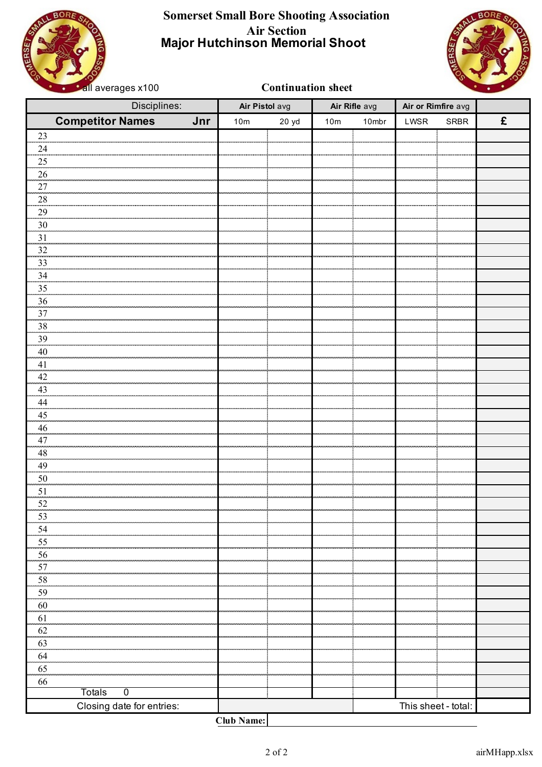# Somerset Small Bore Shooting Association

## Air Section

## Major Hutchinson Memorial Shoot

all averages x100

**Continuation sheet**

| Disciplines: | | Air Pistol avg | | Air Rifle avg | | Air or Rimfire avg | | |
|---|---|---|---|---|---|---|---|---|
| **Competitor Names** | **Jnr** | 10m | 20 yd | 10m | 10mbr | LWSR | SRBR | **£** |
| 23 | | | | | | | | |
| 24 | | | | | | | | |
| 25 | | | | | | | | |
| 26 | | | | | | | | |
| 27 | | | | | | | | |
| 28 | | | | | | | | |
| 29 | | | | | | | | |
| 30 | | | | | | | | |
| 31 | | | | | | | | |
| 32 | | | | | | | | |
| 33 | | | | | | | | |
| 34 | | | | | | | | |
| 35 | | | | | | | | |
| 36 | | | | | | | | |
| 37 | | | | | | | | |
| 38 | | | | | | | | |
| 39 | | | | | | | | |
| 40 | | | | | | | | |
| 41 | | | | | | | | |
| 42 | | | | | | | | |
| 43 | | | | | | | | |
| 44 | | | | | | | | |
| 45 | | | | | | | | |
| 46 | | | | | | | | |
| 47 | | | | | | | | |
| 48 | | | | | | | | |
| 49 | | | | | | | | |
| 50 | | | | | | | | |
| 51 | | | | | | | | |
| 52 | | | | | | | | |
| 53 | | | | | | | | |
| 54 | | | | | | | | |
| 55 | | | | | | | | |
| 56 | | | | | | | | |
| 57 | | | | | | | | |
| 58 | | | | | | | | |
| 59 | | | | | | | | |
| 60 | | | | | | | | |
| 61 | | | | | | | | |
| 62 | | | | | | | | |
| 63 | | | | | | | | |
| 64 | | | | | | | | |
| 65 | | | | | | | | |
| 66 | | | | | | | | |
| Totals | 0 | | | | | | | |
| Closing date for entries: | | | | This sheet - total: | | | | |

**Club Name:**

airMHapp.xlsx